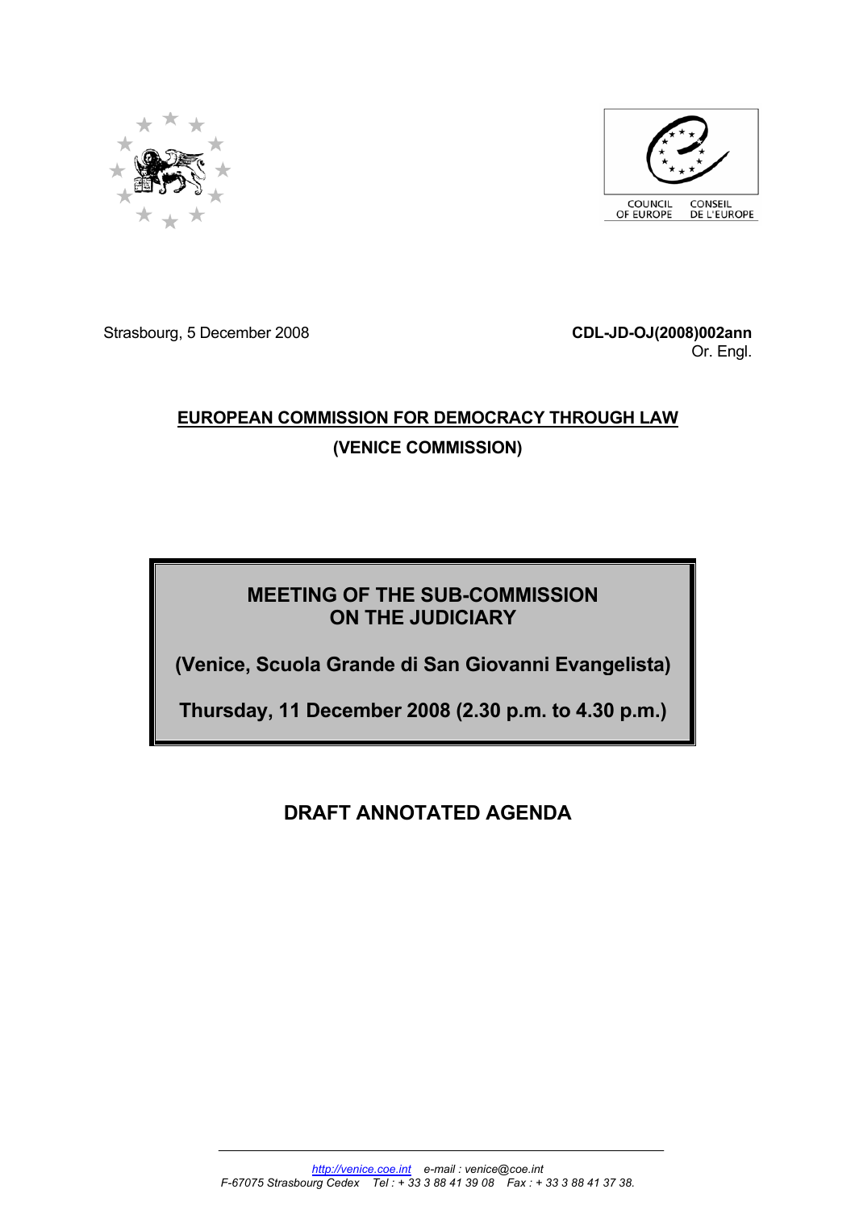COUNCIL OF EUROPE CONSEIL DE L'EUROPE

Strasbourg, 5 December 2008

**CDL-JD-OJ(2008)002ann**
Or. Engl.

**EUROPEAN COMMISSION FOR DEMOCRACY THROUGH LAW**

**(VENICE COMMISSION)**

**MEETING OF THE SUB-COMMISSION ON THE JUDICIARY**

**(Venice, Scuola Grande di San Giovanni Evangelista)**

**Thursday, 11 December 2008 (2.30 p.m. to 4.30 p.m.)**

# DRAFT ANNOTATED AGENDA

*http://venice.coe.int e-mail : venice@coe.int*
*F-67075 Strasbourg Cedex Tel : + 33 3 88 41 39 08 Fax : + 33 3 88 41 37 38.*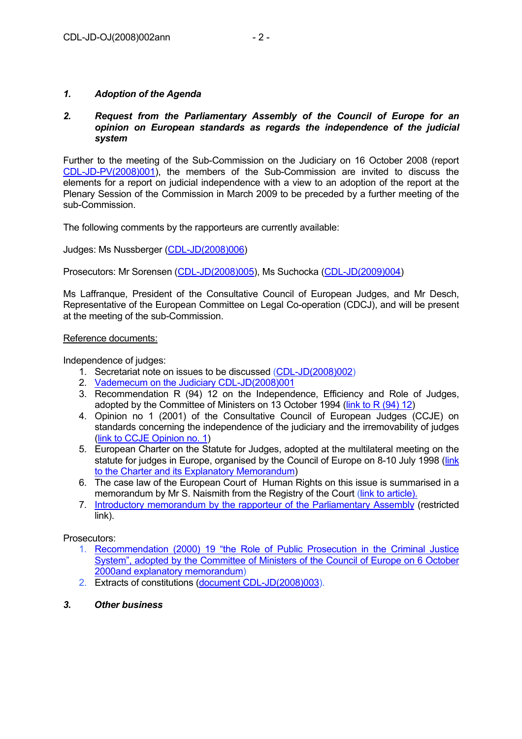### *1. Adoption of the Agenda*

### *2. Request from the Parliamentary Assembly of the Council of Europe for an opinion on European standards as regards the independence of the judicial system*

Further to the meeting of the Sub-Commission on the Judiciary on 16 October 2008 (report CDL-JD-PV(2008)001), the members of the Sub-Commission are invited to discuss the elements for a report on judicial independence with a view to an adoption of the report at the Plenary Session of the Commission in March 2009 to be preceded by a further meeting of the sub-Commission.

The following comments by the rapporteurs are currently available:

Judges: Ms Nussberger (CDL-JD(2008)006)

Prosecutors: Mr Sorensen (CDL-JD(2008)005), Ms Suchocka (CDL-JD(2009)004)

Ms Laffranque, President of the Consultative Council of European Judges, and Mr Desch, Representative of the European Committee on Legal Co-operation (CDCJ), and will be present at the meeting of the sub-Commission.

Reference documents:

Independence of judges:

1. Secretariat note on issues to be discussed (CDL-JD(2008)002)
2. Vademecum on the Judiciary CDL-JD(2008)001
3. Recommendation R (94) 12 on the Independence, Efficiency and Role of Judges, adopted by the Committee of Ministers on 13 October 1994 (link to R (94) 12)
4. Opinion no 1 (2001) of the Consultative Council of European Judges (CCJE) on standards concerning the independence of the judiciary and the irremovability of judges (link to CCJE Opinion no. 1)
5. European Charter on the Statute for Judges, adopted at the multilateral meeting on the statute for judges in Europe, organised by the Council of Europe on 8-10 July 1998 (link to the Charter and its Explanatory Memorandum)
6. The case law of the European Court of Human Rights on this issue is summarised in a memorandum by Mr S. Naismith from the Registry of the Court (link to article).
7. Introductory memorandum by the rapporteur of the Parliamentary Assembly (restricted link).

Prosecutors:

1. Recommendation (2000) 19 "the Role of Public Prosecution in the Criminal Justice System", adopted by the Committee of Ministers of the Council of Europe on 6 October 2000and explanatory memorandum)
2. Extracts of constitutions (document CDL-JD(2008)003).

### *3. Other business*